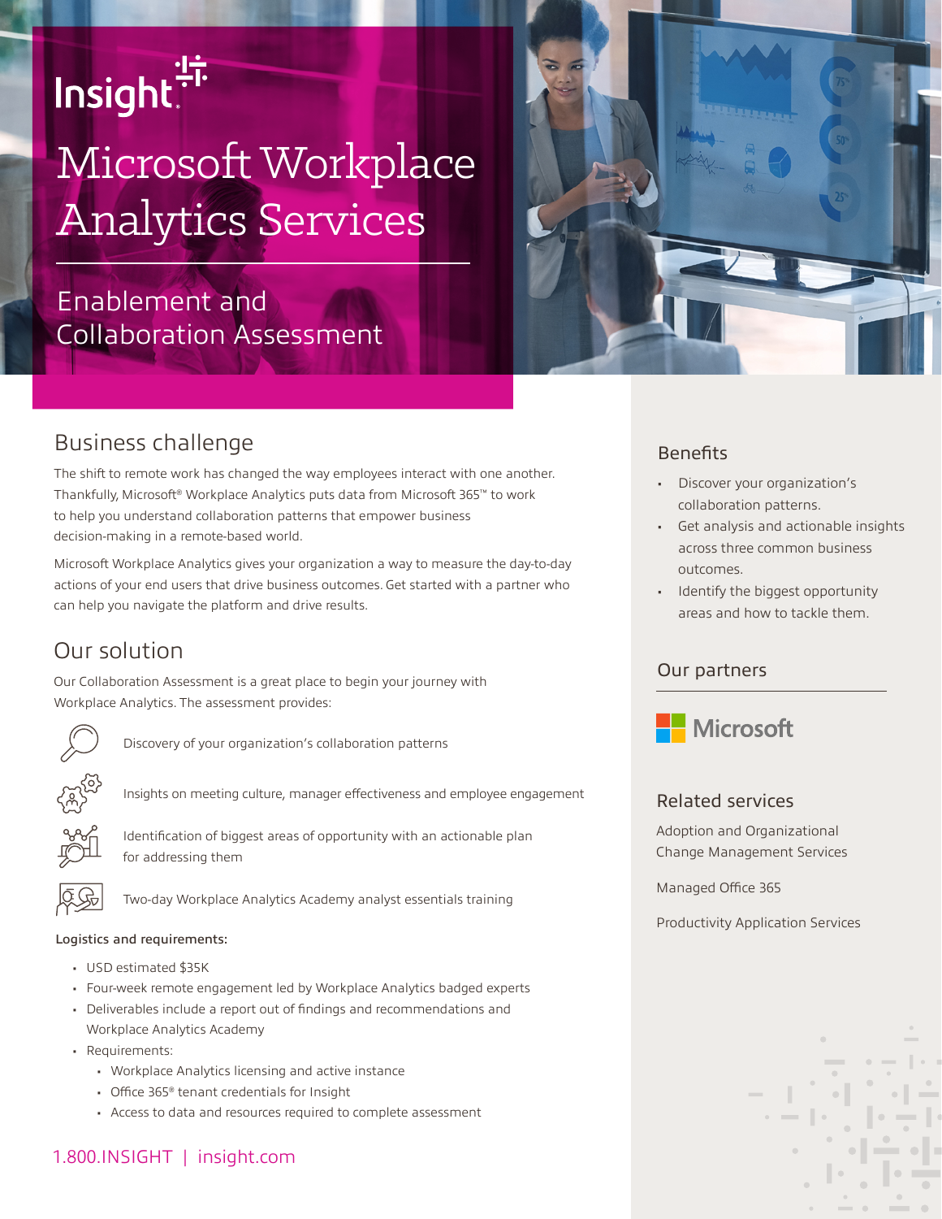Insight

# Microsoft Workplace Analytics Services

## Enablement and Collaboration Assessment

## Business challenge

The shift to remote work has changed the way employees interact with one another. Thankfully, Microsoft® Workplace Analytics puts data from Microsoft 365™ to work to help you understand collaboration patterns that empower business decision-making in a remote-based world.

Microsoft Workplace Analytics gives your organization a way to measure the day-to-day actions of your end users that drive business outcomes. Get started with a partner who can help you navigate the platform and drive results.

## Our solution

Our Collaboration Assessment is a great place to begin your journey with Workplace Analytics. The assessment provides:

- Discovery of your organization's collaboration patterns
- Insights on meeting culture, manager effectiveness and employee engagement
- Identification of biggest areas of opportunity with an actionable plan for addressing them
- Two-day Workplace Analytics Academy analyst essentials training

**Logistics and requirements:**

- USD estimated $35K
- Four-week remote engagement led by Workplace Analytics badged experts
- Deliverables include a report out of findings and recommendations and Workplace Analytics Academy
- Requirements:
  - Workplace Analytics licensing and active instance
  - Office 365® tenant credentials for Insight
  - Access to data and resources required to complete assessment

1.800.INSIGHT | insight.com

## Benefits

- Discover your organization's collaboration patterns.
- Get analysis and actionable insights across three common business outcomes.
- Identify the biggest opportunity areas and how to tackle them.

## Our partners

Microsoft

## Related services

Adoption and Organizational Change Management Services

Managed Office 365

Productivity Application Services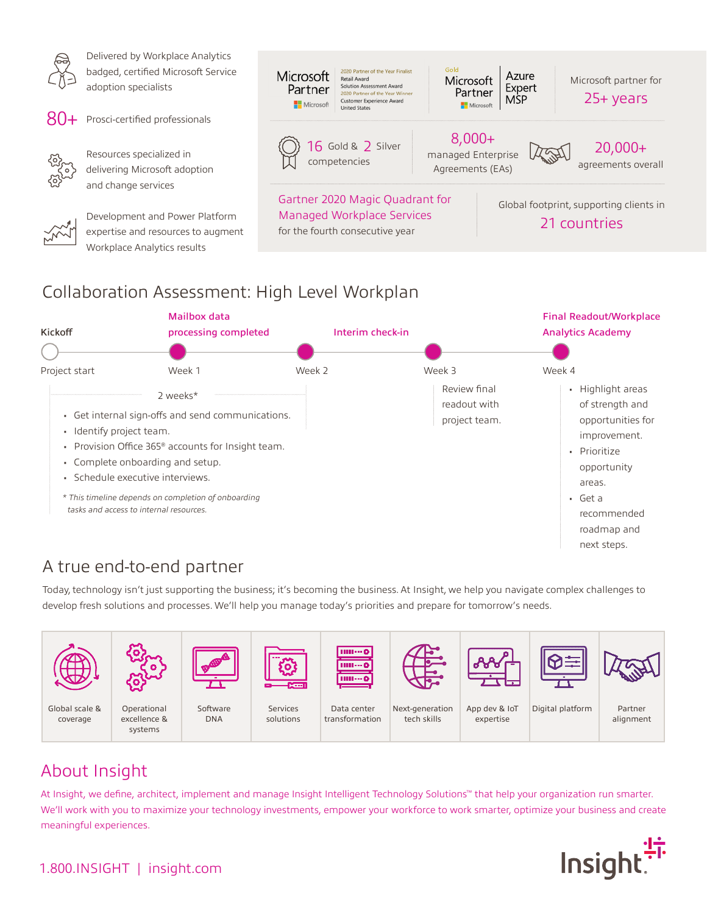Delivered by Workplace Analytics badged, certified Microsoft Service adoption specialists

80+ Prosci-certified professionals

Resources specialized in delivering Microsoft adoption and change services

Development and Power Platform expertise and resources to augment Workplace Analytics results

Microsoft Partner — 2020 Partner of the Year Finalist, Retail Award, Solution Assessment Award; 2020 Partner of the Year Winner, Customer Experience Award, United States

Gold Microsoft Partner — Azure Expert MSP

Microsoft partner for 25+ years

16 Gold & 2 Silver competencies

8,000+ managed Enterprise Agreements (EAs)

20,000+ agreements overall

Gartner 2020 Magic Quadrant for Managed Workplace Services for the fourth consecutive year

Global footprint, supporting clients in 21 countries

## Collaboration Assessment: High Level Workplan

**Kickoff** — Project start

**Mailbox data processing completed** — Week 1

Week 2

**Interim check-in** — Week 3

**Final Readout/Workplace Analytics Academy** — Week 4

2 weeks*

- Get internal sign-offs and send communications.
- Identify project team.
- Provision Office 365® accounts for Insight team.
- Complete onboarding and setup.
- Schedule executive interviews.

*\* This timeline depends on completion of onboarding tasks and access to internal resources.*

Review final readout with project team.

- Highlight areas of strength and opportunities for improvement.
- Prioritize opportunity areas.
- Get a recommended roadmap and next steps.

## A true end-to-end partner

Today, technology isn't just supporting the business; it's becoming the business. At Insight, we help you navigate complex challenges to develop fresh solutions and processes. We'll help you manage today's priorities and prepare for tomorrow's needs.

Global scale & coverage

Operational excellence & systems

Software DNA

Services solutions

Data center transformation

Next-generation tech skills

App dev & IoT expertise

Digital platform

Partner alignment

## About Insight

At Insight, we define, architect, implement and manage Insight Intelligent Technology Solutions™ that help your organization run smarter. We'll work with you to maximize your technology investments, empower your workforce to work smarter, optimize your business and create meaningful experiences.

1.800.INSIGHT | insight.com

Insight